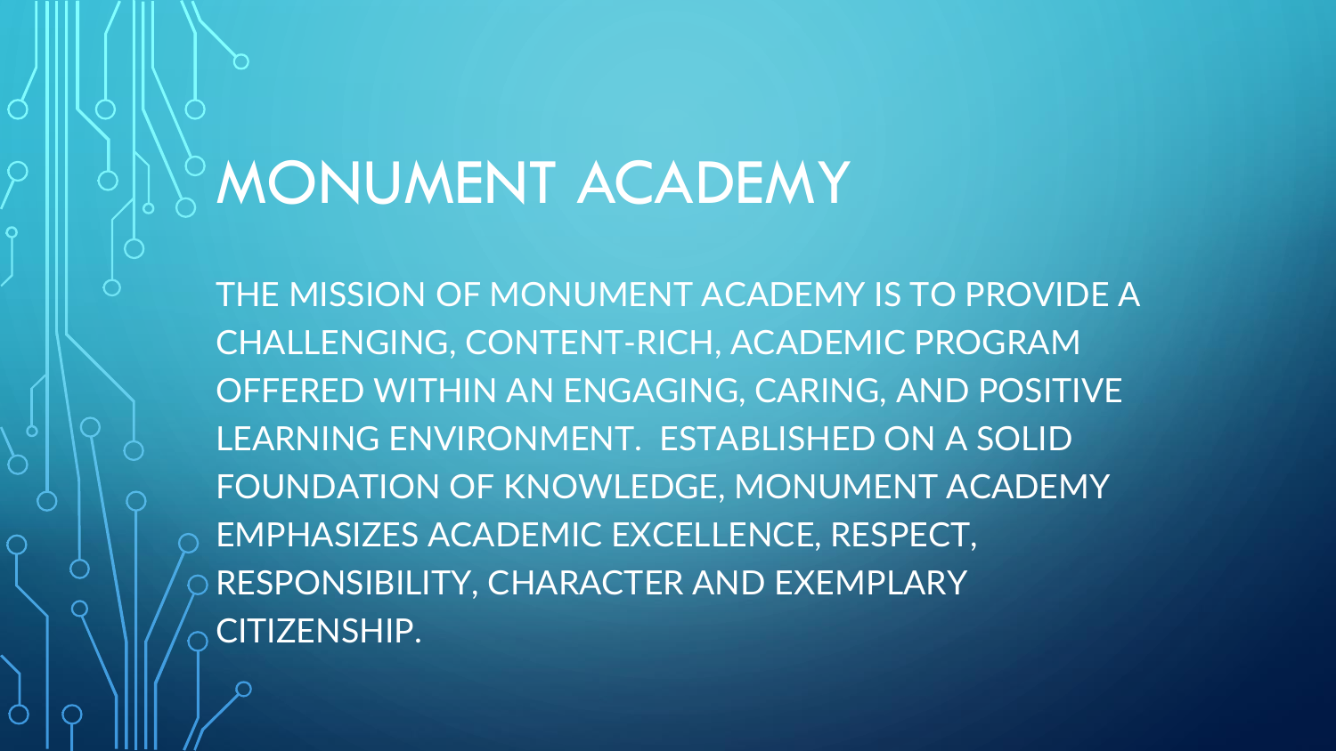# MONUMENT ACADEMY

THE MISSION OF MONUMENT ACADEMY IS TO PROVIDE A CHALLENGING, CONTENT-RICH, ACADEMIC PROGRAM OFFERED WITHIN AN ENGAGING, CARING, AND POSITIVE LEARNING ENVIRONMENT. ESTABLISHED ON A SOLID FOUNDATION OF KNOWLEDGE, MONUMENT ACADEMY EMPHASIZES ACADEMIC EXCELLENCE, RESPECT, RESPONSIBILITY, CHARACTER AND EXEMPLARY CITIZENSHIP.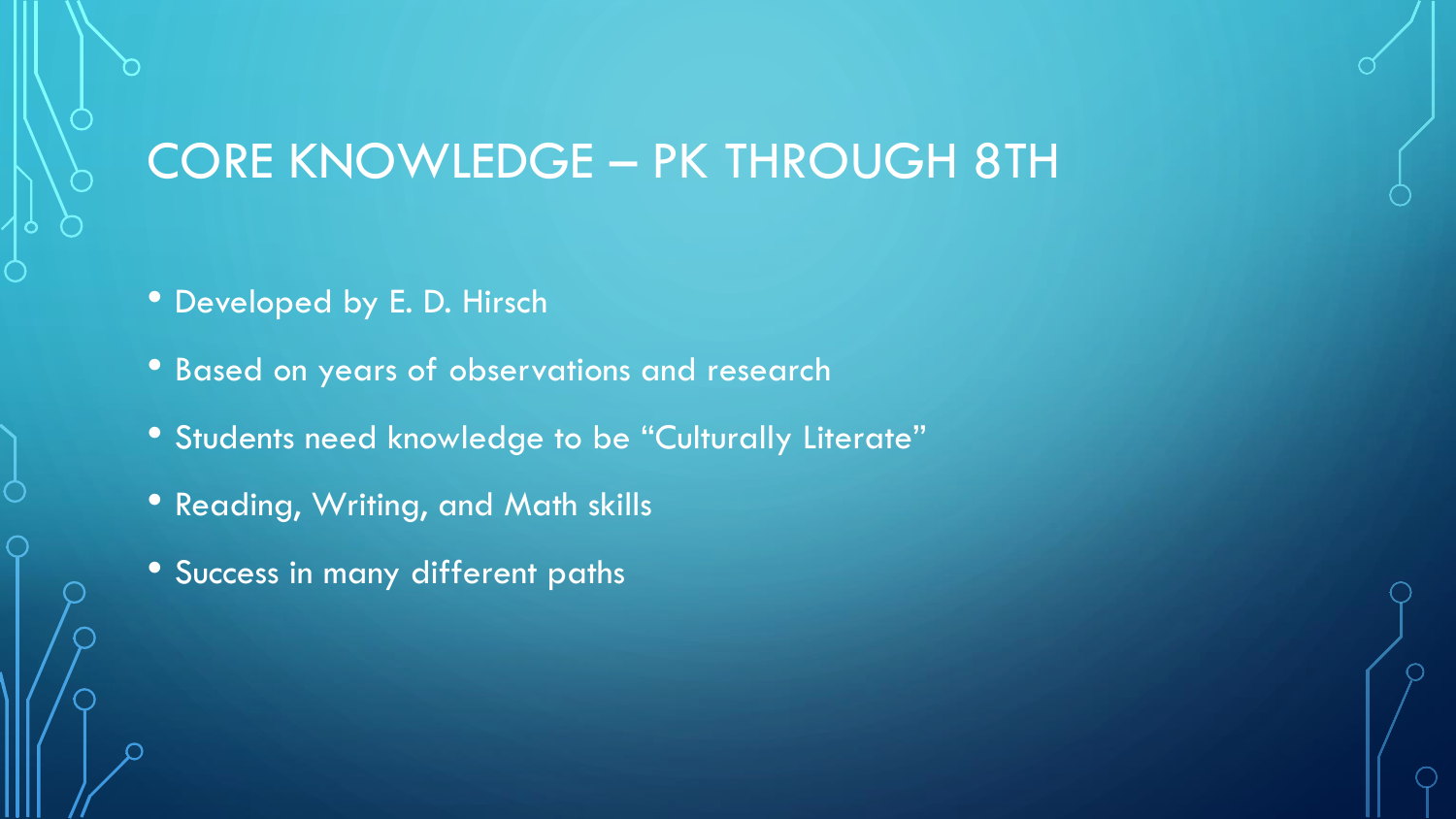# CORE KNOWLEDGE – PK THROUGH 8TH

- Developed by E. D. Hirsch
- Based on years of observations and research
- Students need knowledge to be "Culturally Literate"
- Reading, Writing, and Math skills
- Success in many different paths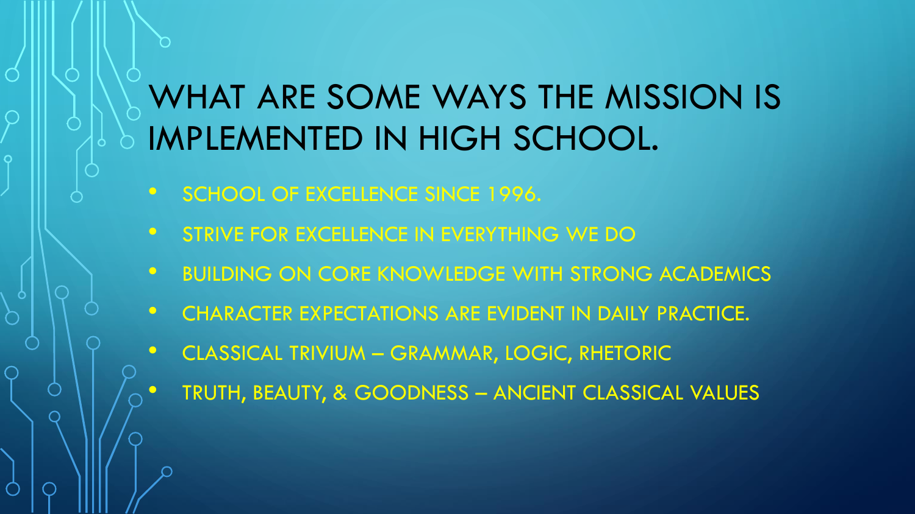# WHAT ARE SOME WAYS THE MISSION IS IMPLEMENTED IN HIGH SCHOOL.

- SCHOOL OF EXCELLENCE SINCE 1996.
- STRIVE FOR EXCELLENCE IN EVERYTHING WE DO
- BUILDING ON CORE KNOWLEDGE WITH STRONG ACADEMICS
- CHARACTER EXPECTATIONS ARE EVIDENT IN DAILY PRACTICE.
- CLASSICAL TRIVIUM – GRAMMAR, LOGIC, RHETORIC
- TRUTH, BEAUTY, & GOODNESS – ANCIENT CLASSICAL VALUES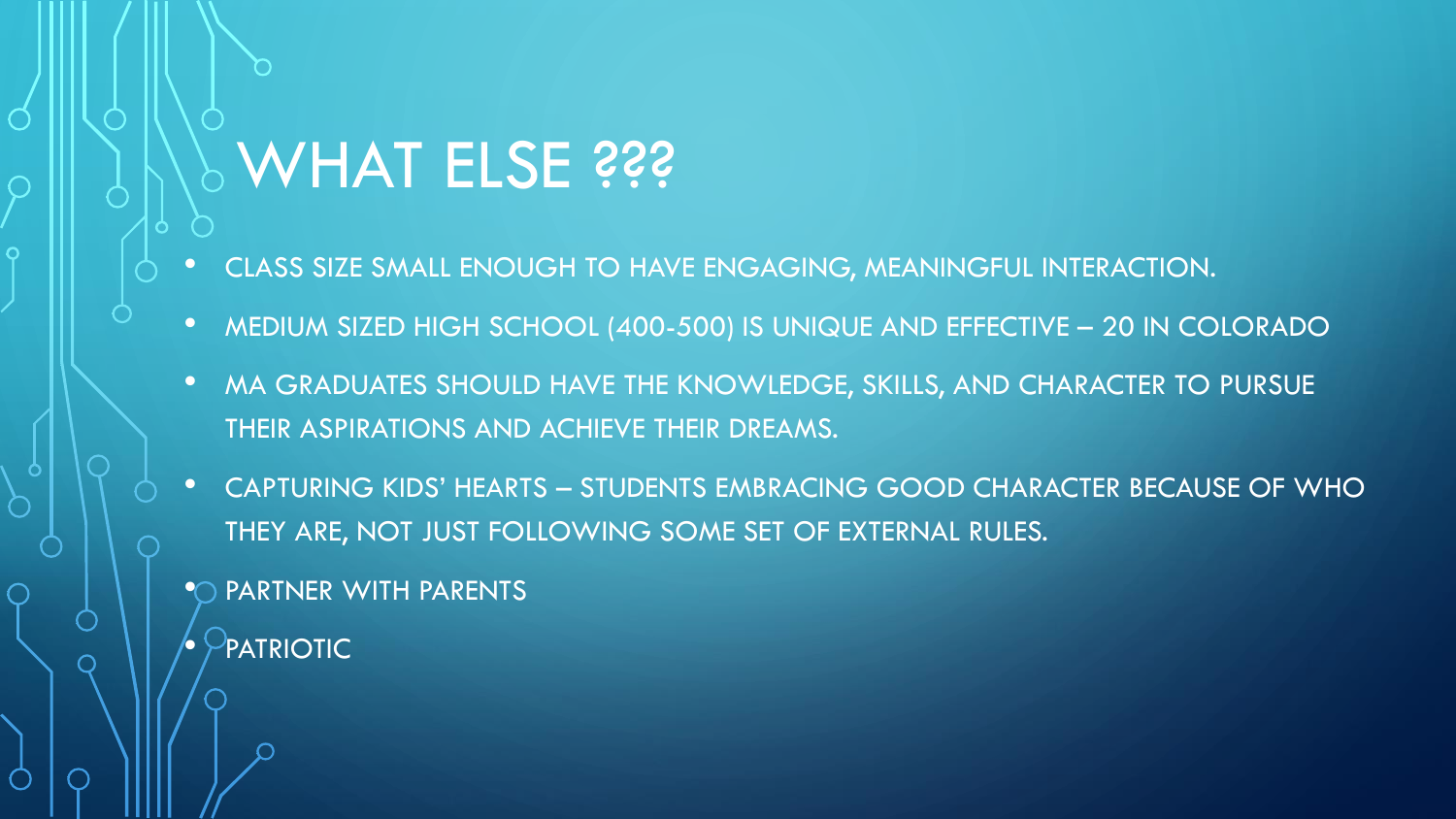# WHAT ELSE ???

- CLASS SIZE SMALL ENOUGH TO HAVE ENGAGING, MEANINGFUL INTERACTION.
- MEDIUM SIZED HIGH SCHOOL (400-500) IS UNIQUE AND EFFECTIVE – 20 IN COLORADO
- MA GRADUATES SHOULD HAVE THE KNOWLEDGE, SKILLS, AND CHARACTER TO PURSUE THEIR ASPIRATIONS AND ACHIEVE THEIR DREAMS.
- CAPTURING KIDS' HEARTS – STUDENTS EMBRACING GOOD CHARACTER BECAUSE OF WHO THEY ARE, NOT JUST FOLLOWING SOME SET OF EXTERNAL RULES.
- PARTNER WITH PARENTS
- PATRIOTIC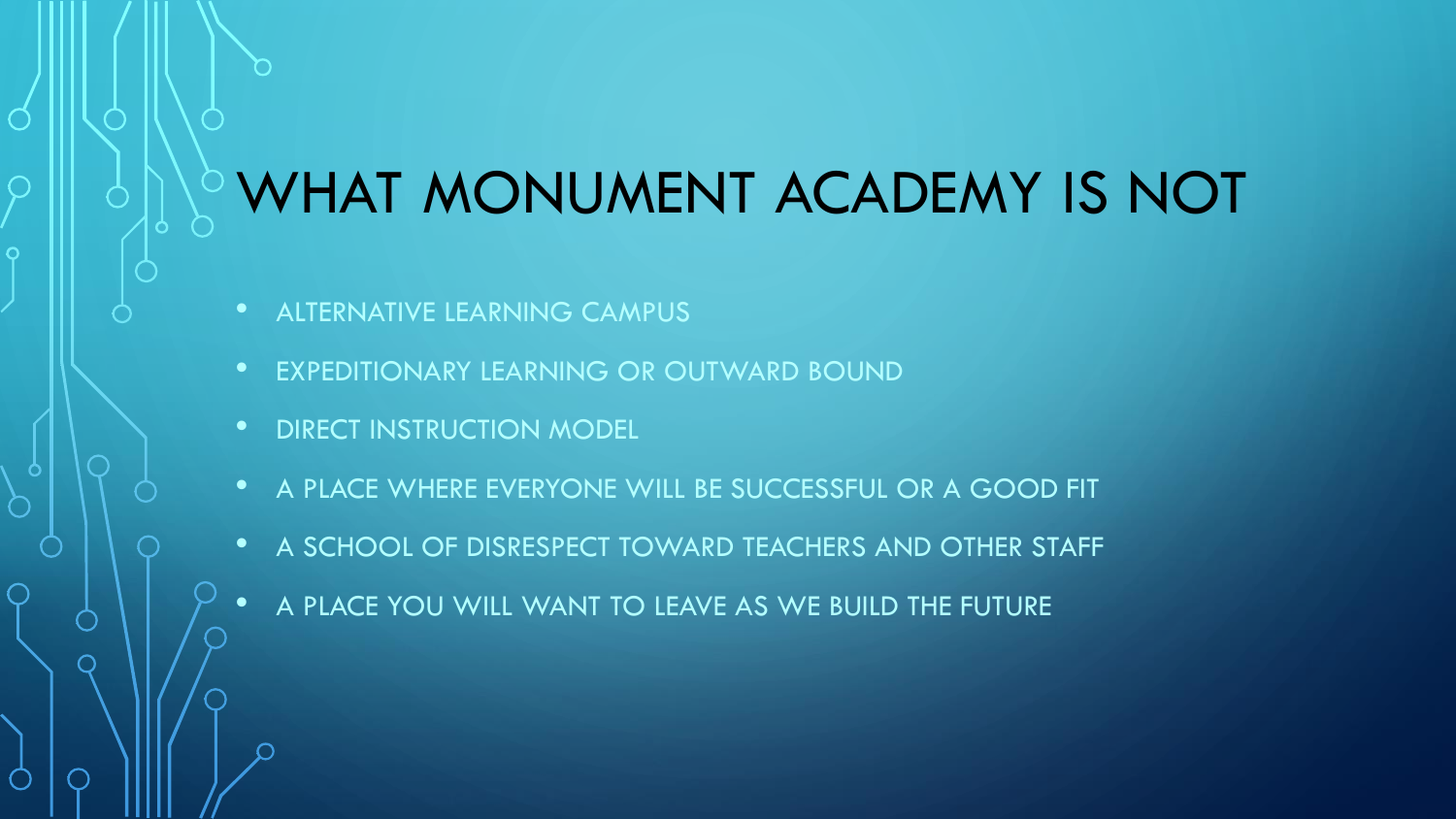# WHAT MONUMENT ACADEMY IS NOT

- ALTERNATIVE LEARNING CAMPUS
- EXPEDITIONARY LEARNING OR OUTWARD BOUND
- DIRECT INSTRUCTION MODEL
- A PLACE WHERE EVERYONE WILL BE SUCCESSFUL OR A GOOD FIT
- A SCHOOL OF DISRESPECT TOWARD TEACHERS AND OTHER STAFF
- A PLACE YOU WILL WANT TO LEAVE AS WE BUILD THE FUTURE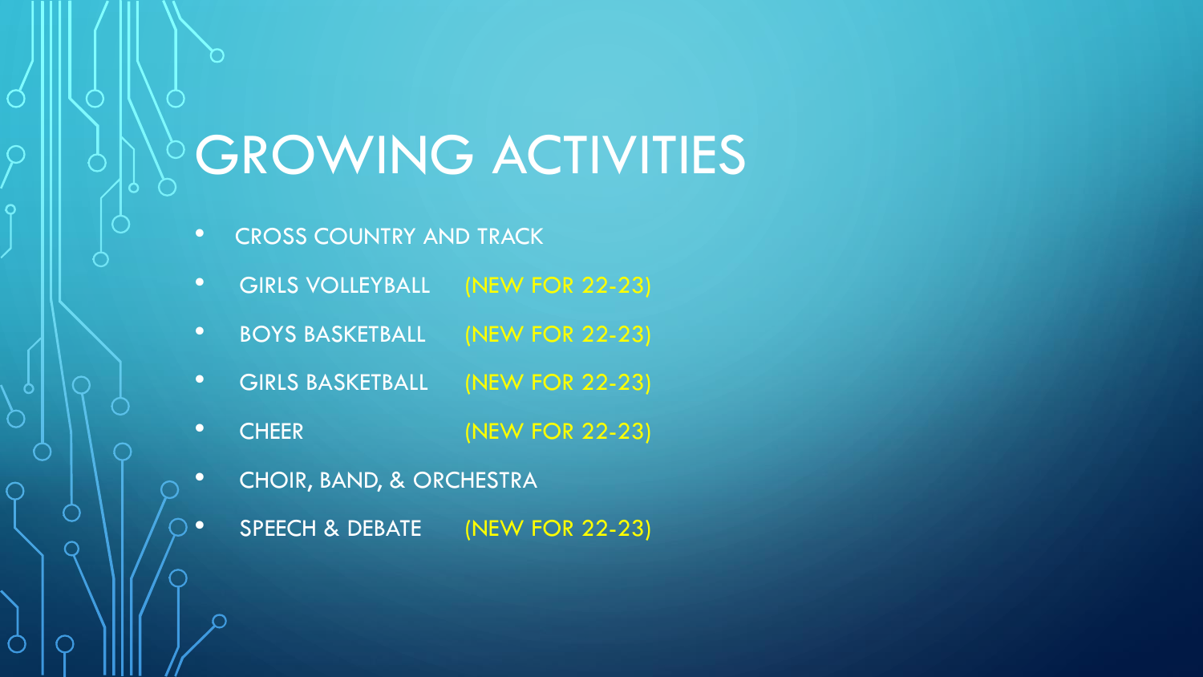# GROWING ACTIVITIES

- CROSS COUNTRY AND TRACK
- GIRLS VOLLEYBALL (NEW FOR 22-23)
- BOYS BASKETBALL (NEW FOR 22-23)
- GIRLS BASKETBALL (NEW FOR 22-23)
- CHEER (NEW FOR 22-23)
- CHOIR, BAND, & ORCHESTRA
- SPEECH & DEBATE (NEW FOR 22-23)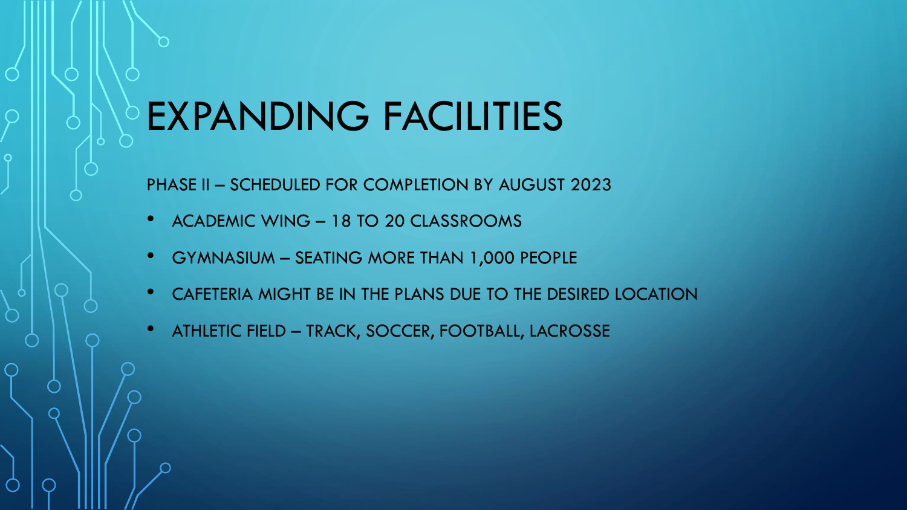# EXPANDING FACILITIES

PHASE II – SCHEDULED FOR COMPLETION BY AUGUST 2023

- ACADEMIC WING – 18 TO 20 CLASSROOMS
- GYMNASIUM – SEATING MORE THAN 1,000 PEOPLE
- CAFETERIA MIGHT BE IN THE PLANS DUE TO THE DESIRED LOCATION
- ATHLETIC FIELD – TRACK, SOCCER, FOOTBALL, LACROSSE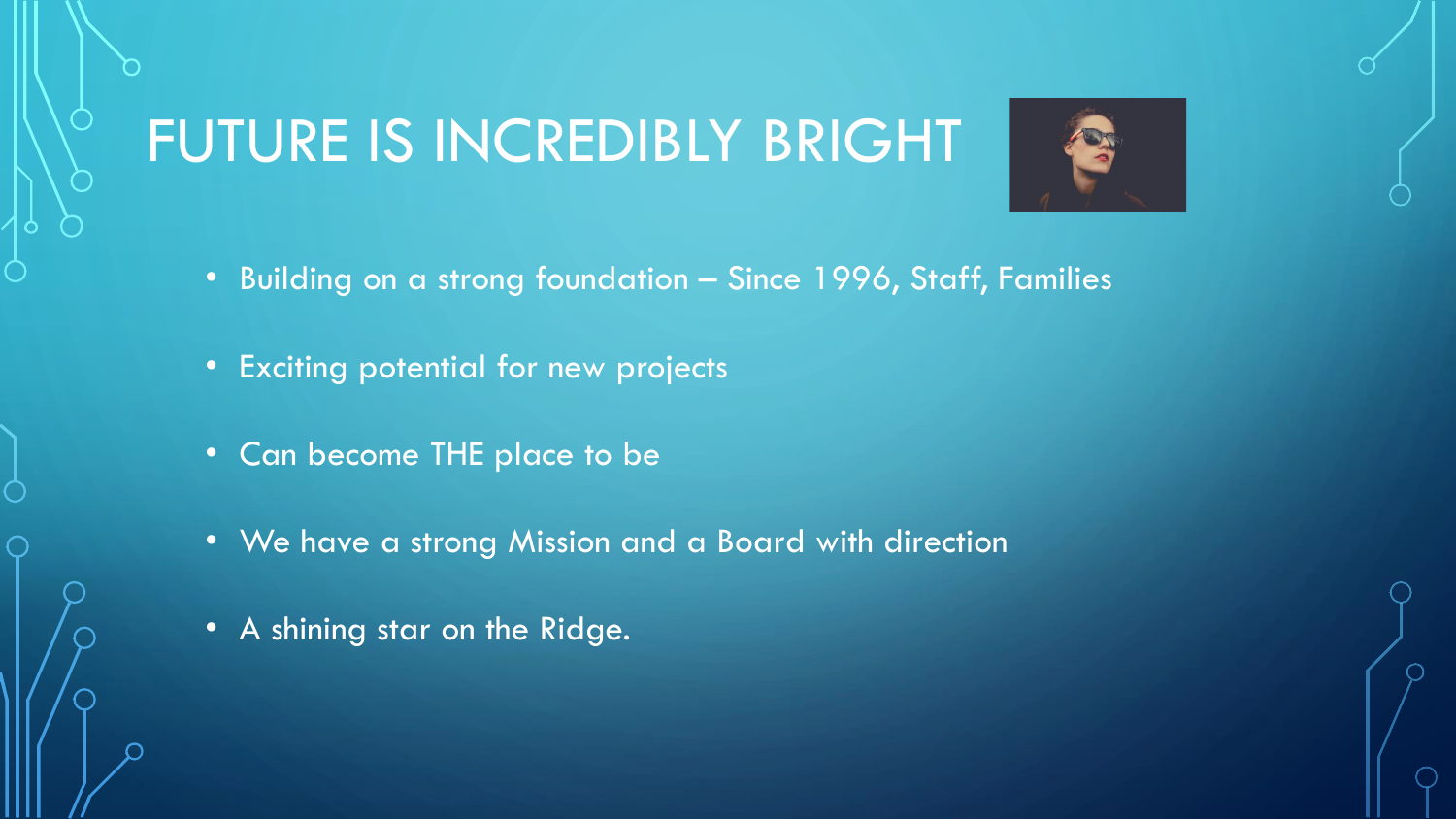# FUTURE IS INCREDIBLY BRIGHT

- Building on a strong foundation – Since 1996, Staff, Families
- Exciting potential for new projects
- Can become THE place to be
- We have a strong Mission and a Board with direction
- A shining star on the Ridge.